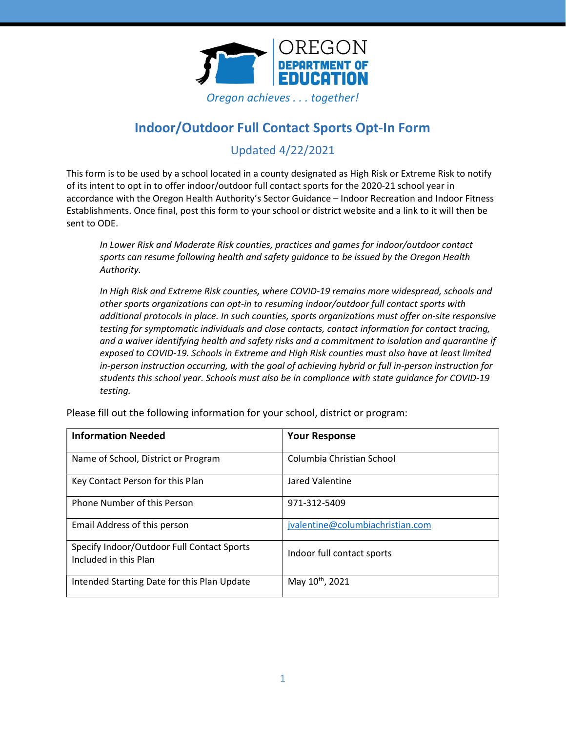OREGON
DEPARTMENT OF EDUCATION

*Oregon achieves . . . together!*

# Indoor/Outdoor Full Contact Sports Opt-In Form

## Updated 4/22/2021

This form is to be used by a school located in a county designated as High Risk or Extreme Risk to notify of its intent to opt in to offer indoor/outdoor full contact sports for the 2020-21 school year in accordance with the Oregon Health Authority's Sector Guidance – Indoor Recreation and Indoor Fitness Establishments. Once final, post this form to your school or district website and a link to it will then be sent to ODE.

> *In Lower Risk and Moderate Risk counties, practices and games for indoor/outdoor contact sports can resume following health and safety guidance to be issued by the Oregon Health Authority.*
>
> *In High Risk and Extreme Risk counties, where COVID-19 remains more widespread, schools and other sports organizations can opt-in to resuming indoor/outdoor full contact sports with additional protocols in place. In such counties, sports organizations must offer on-site responsive testing for symptomatic individuals and close contacts, contact information for contact tracing, and a waiver identifying health and safety risks and a commitment to isolation and quarantine if exposed to COVID-19. Schools in Extreme and High Risk counties must also have at least limited in-person instruction occurring, with the goal of achieving hybrid or full in-person instruction for students this school year. Schools must also be in compliance with state guidance for COVID-19 testing.*

Please fill out the following information for your school, district or program:

| Information Needed | Your Response |
|---|---|
| Name of School, District or Program | Columbia Christian School |
| Key Contact Person for this Plan | Jared Valentine |
| Phone Number of this Person | 971-312-5409 |
| Email Address of this person | jvalentine@columbiachristian.com |
| Specify Indoor/Outdoor Full Contact Sports Included in this Plan | Indoor full contact sports |
| Intended Starting Date for this Plan Update | May 10th, 2021 |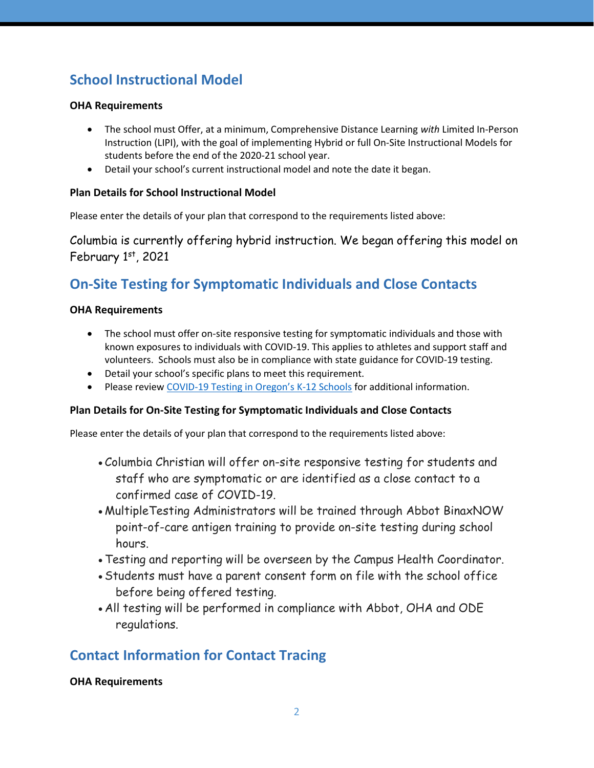## School Instructional Model

**OHA Requirements**

- The school must Offer, at a minimum, Comprehensive Distance Learning *with* Limited In-Person Instruction (LIPI), with the goal of implementing Hybrid or full On-Site Instructional Models for students before the end of the 2020-21 school year.
- Detail your school's current instructional model and note the date it began.

**Plan Details for School Instructional Model**

Please enter the details of your plan that correspond to the requirements listed above:

Columbia is currently offering hybrid instruction. We began offering this model on February 1st, 2021

## On-Site Testing for Symptomatic Individuals and Close Contacts

**OHA Requirements**

- The school must offer on-site responsive testing for symptomatic individuals and those with known exposures to individuals with COVID-19. This applies to athletes and support staff and volunteers. Schools must also be in compliance with state guidance for COVID-19 testing.
- Detail your school's specific plans to meet this requirement.
- Please review [COVID-19 Testing in Oregon's K-12 Schools] for additional information.

**Plan Details for On-Site Testing for Symptomatic Individuals and Close Contacts**

Please enter the details of your plan that correspond to the requirements listed above:

- Columbia Christian will offer on-site responsive testing for students and staff who are symptomatic or are identified as a close contact to a confirmed case of COVID-19.
- MultipleTesting Administrators will be trained through Abbot BinaxNOW point-of-care antigen training to provide on-site testing during school hours.
- Testing and reporting will be overseen by the Campus Health Coordinator.
- Students must have a parent consent form on file with the school office before being offered testing.
- All testing will be performed in compliance with Abbot, OHA and ODE regulations.

## Contact Information for Contact Tracing

**OHA Requirements**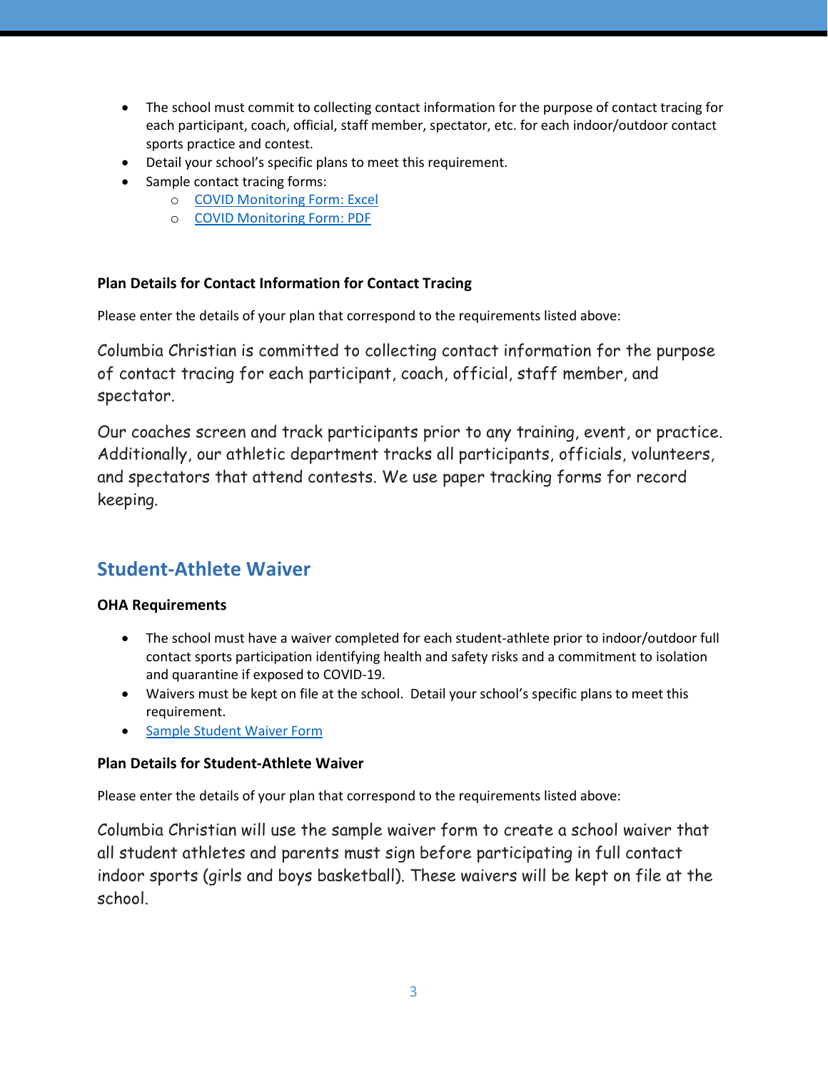- The school must commit to collecting contact information for the purpose of contact tracing for each participant, coach, official, staff member, spectator, etc. for each indoor/outdoor contact sports practice and contest.
- Detail your school's specific plans to meet this requirement.
- Sample contact tracing forms:
  - COVID Monitoring Form: Excel
  - COVID Monitoring Form: PDF

**Plan Details for Contact Information for Contact Tracing**

Please enter the details of your plan that correspond to the requirements listed above:

Columbia Christian is committed to collecting contact information for the purpose of contact tracing for each participant, coach, official, staff member, and spectator.

Our coaches screen and track participants prior to any training, event, or practice. Additionally, our athletic department tracks all participants, officials, volunteers, and spectators that attend contests. We use paper tracking forms for record keeping.

## Student-Athlete Waiver

**OHA Requirements**

- The school must have a waiver completed for each student-athlete prior to indoor/outdoor full contact sports participation identifying health and safety risks and a commitment to isolation and quarantine if exposed to COVID-19.
- Waivers must be kept on file at the school. Detail your school's specific plans to meet this requirement.
- Sample Student Waiver Form

**Plan Details for Student-Athlete Waiver**

Please enter the details of your plan that correspond to the requirements listed above:

Columbia Christian will use the sample waiver form to create a school waiver that all student athletes and parents must sign before participating in full contact indoor sports (girls and boys basketball). These waivers will be kept on file at the school.